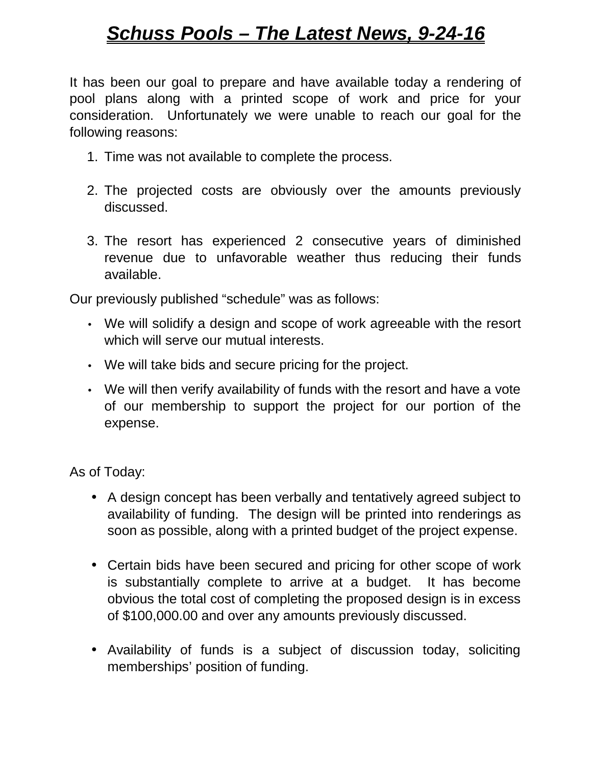# ***Schuss Pools – The Latest News, 9-24-16***

It has been our goal to prepare and have available today a rendering of pool plans along with a printed scope of work and price for your consideration. Unfortunately we were unable to reach our goal for the following reasons:

1. Time was not available to complete the process.

2. The projected costs are obviously over the amounts previously discussed.

3. The resort has experienced 2 consecutive years of diminished revenue due to unfavorable weather thus reducing their funds available.

Our previously published "schedule" was as follows:

- We will solidify a design and scope of work agreeable with the resort which will serve our mutual interests.
- We will take bids and secure pricing for the project.
- We will then verify availability of funds with the resort and have a vote of our membership to support the project for our portion of the expense.

As of Today:

- A design concept has been verbally and tentatively agreed subject to availability of funding. The design will be printed into renderings as soon as possible, along with a printed budget of the project expense.

- Certain bids have been secured and pricing for other scope of work is substantially complete to arrive at a budget. It has become obvious the total cost of completing the proposed design is in excess of $100,000.00 and over any amounts previously discussed.

- Availability of funds is a subject of discussion today, soliciting memberships' position of funding.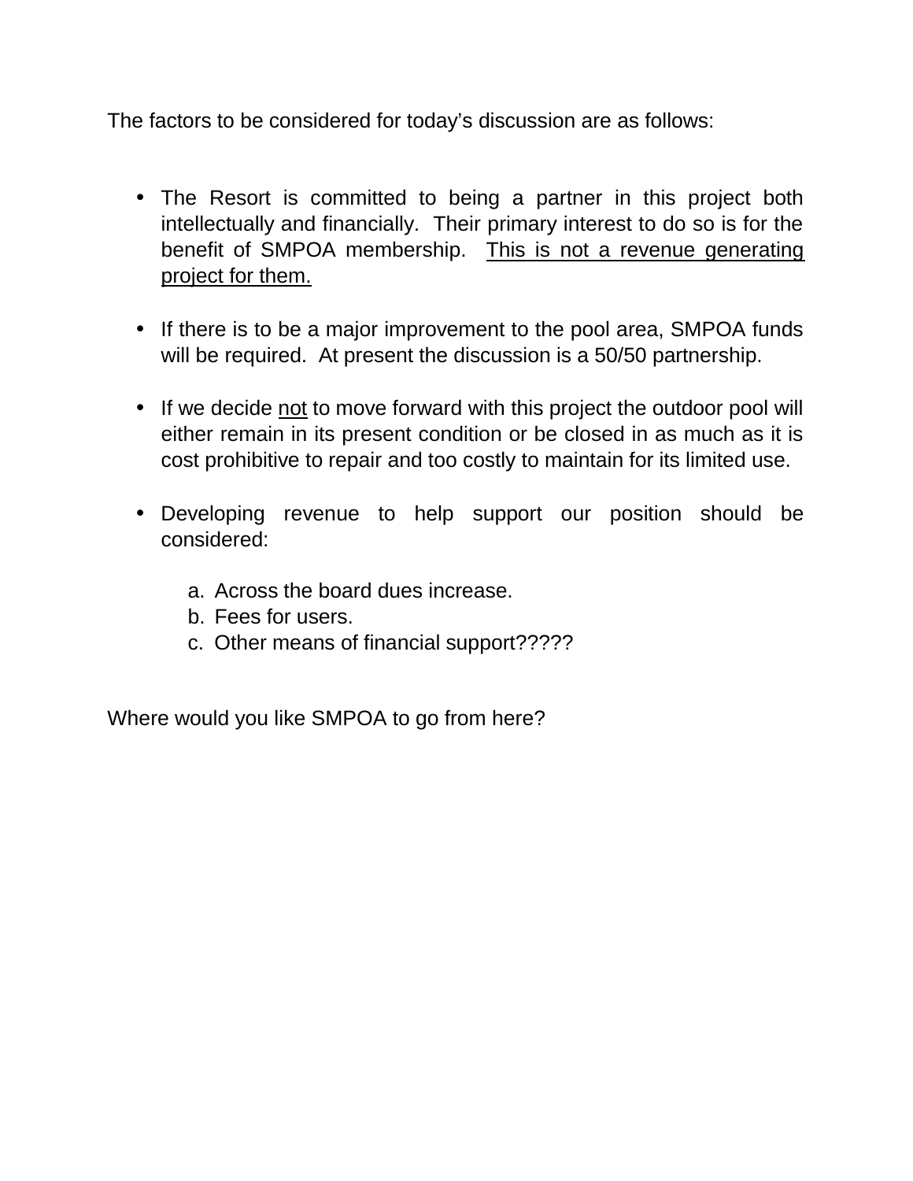The factors to be considered for today's discussion are as follows:

- The Resort is committed to being a partner in this project both intellectually and financially. Their primary interest to do so is for the benefit of SMPOA membership. <u>This is not a revenue generating project for them.</u>

- If there is to be a major improvement to the pool area, SMPOA funds will be required. At present the discussion is a 50/50 partnership.

- If we decide <u>not</u> to move forward with this project the outdoor pool will either remain in its present condition or be closed in as much as it is cost prohibitive to repair and too costly to maintain for its limited use.

- Developing revenue to help support our position should be considered:

    a. Across the board dues increase.
    b. Fees for users.
    c. Other means of financial support?????

Where would you like SMPOA to go from here?